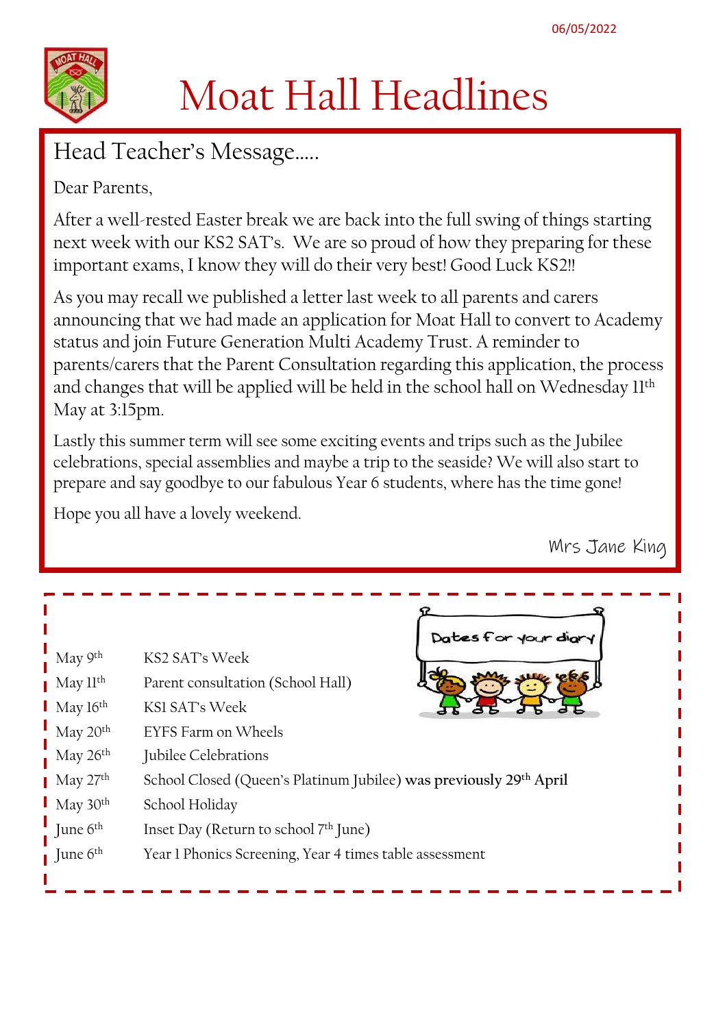06/05/2022

# Moat Hall Headlines

## Head Teacher's Message.....

Dear Parents,

After a well-rested Easter break we are back into the full swing of things starting next week with our KS2 SAT's. We are so proud of how they preparing for these important exams, I know they will do their very best! Good Luck KS2!!

As you may recall we published a letter last week to all parents and carers announcing that we had made an application for Moat Hall to convert to Academy status and join Future Generation Multi Academy Trust. A reminder to parents/carers that the Parent Consultation regarding this application, the process and changes that will be applied will be held in the school hall on Wednesday 11th May at 3:15pm.

Lastly this summer term will see some exciting events and trips such as the Jubilee celebrations, special assemblies and maybe a trip to the seaside? We will also start to prepare and say goodbye to our fabulous Year 6 students, where has the time gone!

Hope you all have a lovely weekend.

Mrs Jane King

## Dates for your diary

| | |
|---|---|
| May 9th | KS2 SAT's Week |
| May 11th | Parent consultation (School Hall) |
| May 16th | KS1 SAT's Week |
| May 20th | EYFS Farm on Wheels |
| May 26th | Jubilee Celebrations |
| May 27th | School Closed (Queen's Platinum Jubilee) **was previously 29th April** |
| May 30th | School Holiday |
| June 6th | Inset Day (Return to school 7th June) |
| June 6th | Year 1 Phonics Screening, Year 4 times table assessment |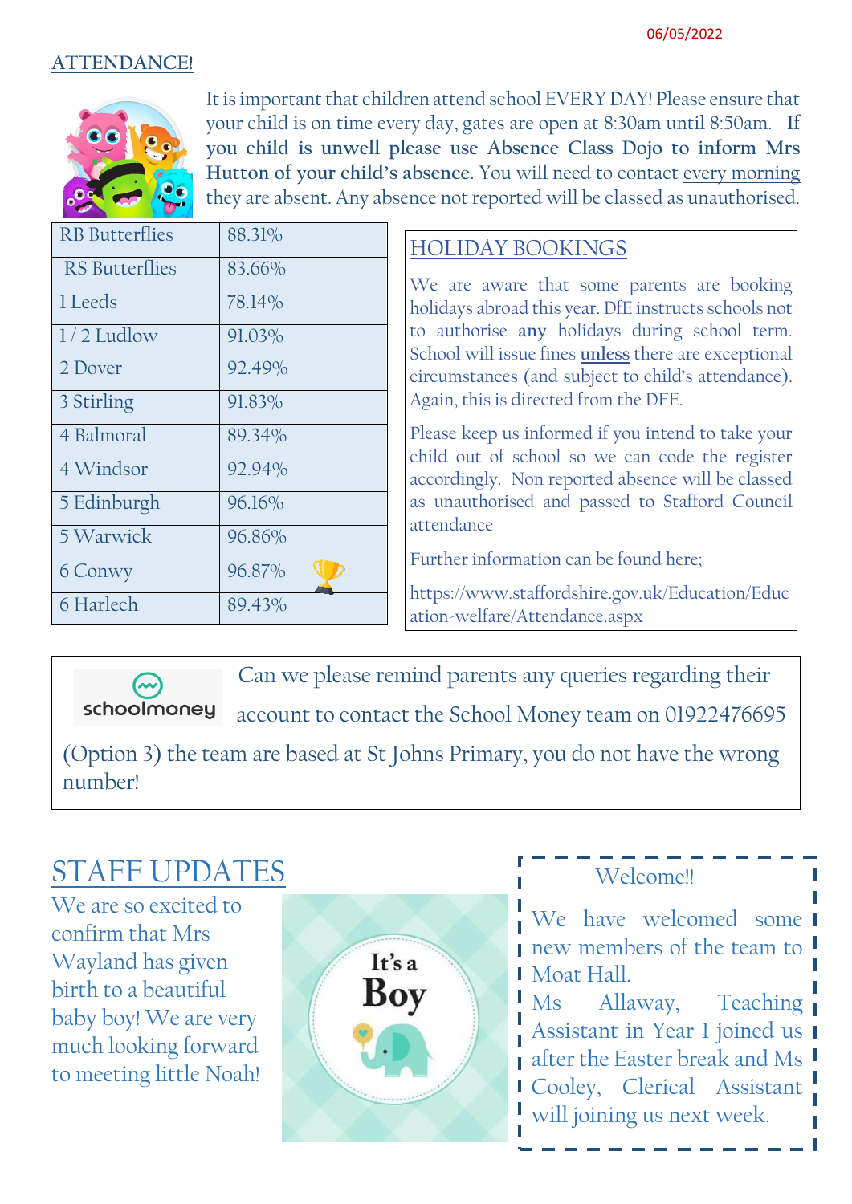06/05/2022

## ATTENDANCE!

It is important that children attend school EVERY DAY! Please ensure that your child is on time every day, gates are open at 8:30am until 8:50am. **If you child is unwell please use Absence Class Dojo to inform Mrs Hutton of your child's absence**. You will need to contact every morning they are absent. Any absence not reported will be classed as unauthorised.

| | |
|---|---|
| RB Butterflies | 88.31% |
| RS Butterflies | 83.66% |
| 1 Leeds | 78.14% |
| 1 / 2 Ludlow | 91.03% |
| 2 Dover | 92.49% |
| 3 Stirling | 91.83% |
| 4 Balmoral | 89.34% |
| 4 Windsor | 92.94% |
| 5 Edinburgh | 96.16% |
| 5 Warwick | 96.86% |
| 6 Conwy | 96.87% |
| 6 Harlech | 89.43% |

## HOLIDAY BOOKINGS

We are aware that some parents are booking holidays abroad this year. DfE instructs schools not to authorise **any** holidays during school term. School will issue fines **unless** there are exceptional circumstances (and subject to child's attendance). Again, this is directed from the DFE.

Please keep us informed if you intend to take your child out of school so we can code the register accordingly. Non reported absence will be classed as unauthorised and passed to Stafford Council attendance

Further information can be found here;

https://www.staffordshire.gov.uk/Education/Education-welfare/Attendance.aspx

schoolmoney

Can we please remind parents any queries regarding their account to contact the School Money team on 01922476695 (Option 3) the team are based at St Johns Primary, you do not have the wrong number!

## STAFF UPDATES

We are so excited to confirm that Mrs Wayland has given birth to a beautiful baby boy! We are very much looking forward to meeting little Noah!

It's a Boy

### Welcome!!

We have welcomed some new members of the team to Moat Hall.

Ms Allaway, Teaching Assistant in Year 1 joined us after the Easter break and Ms Cooley, Clerical Assistant will joining us next week.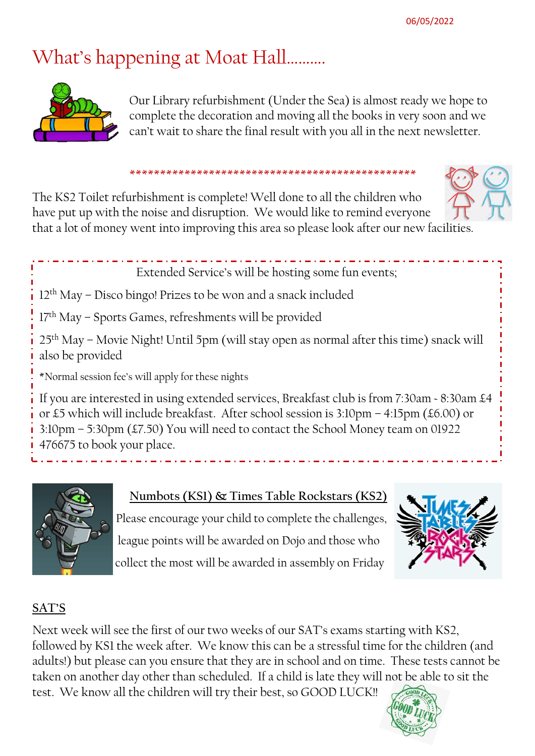06/05/2022

# What's happening at Moat Hall……….

Our Library refurbishment (Under the Sea) is almost ready we hope to complete the decoration and moving all the books in very soon and we can't wait to share the final result with you all in the next newsletter.

**************************************************

The KS2 Toilet refurbishment is complete! Well done to all the children who have put up with the noise and disruption. We would like to remind everyone that a lot of money went into improving this area so please look after our new facilities.

Extended Service's will be hosting some fun events;

12th May – Disco bingo! Prizes to be won and a snack included

17th May – Sports Games, refreshments will be provided

25th May – Movie Night! Until 5pm (will stay open as normal after this time) snack will also be provided

*Normal session fee's will apply for these nights

If you are interested in using extended services, Breakfast club is from 7:30am - 8:30am £4 or £5 which will include breakfast. After school session is 3:10pm – 4:15pm (£6.00) or 3:10pm – 5:30pm (£7.50) You will need to contact the School Money team on 01922 476675 to book your place.

## Numbots (KS1) & Times Table Rockstars (KS2)

Please encourage your child to complete the challenges, league points will be awarded on Dojo and those who collect the most will be awarded in assembly on Friday

## SAT'S

Next week will see the first of our two weeks of our SAT's exams starting with KS2, followed by KS1 the week after. We know this can be a stressful time for the children (and adults!) but please can you ensure that they are in school and on time. These tests cannot be taken on another day other than scheduled. If a child is late they will not be able to sit the test. We know all the children will try their best, so GOOD LUCK!!